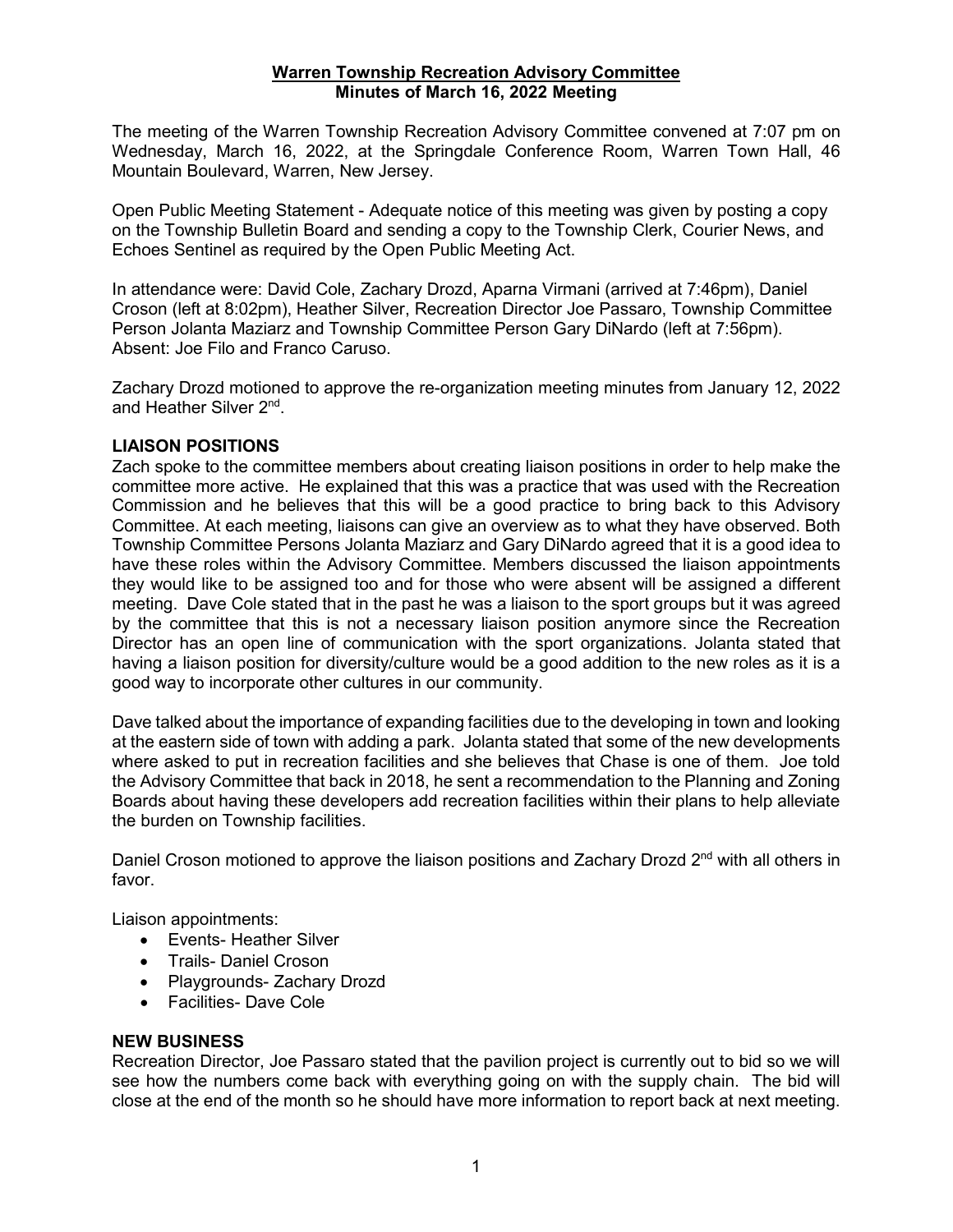**Warren Township Recreation Advisory Committee**
**Minutes of March 16, 2022 Meeting**

The meeting of the Warren Township Recreation Advisory Committee convened at 7:07 pm on Wednesday, March 16, 2022, at the Springdale Conference Room, Warren Town Hall, 46 Mountain Boulevard, Warren, New Jersey.

Open Public Meeting Statement - Adequate notice of this meeting was given by posting a copy on the Township Bulletin Board and sending a copy to the Township Clerk, Courier News, and Echoes Sentinel as required by the Open Public Meeting Act.

In attendance were: David Cole, Zachary Drozd, Aparna Virmani (arrived at 7:46pm), Daniel Croson (left at 8:02pm), Heather Silver, Recreation Director Joe Passaro, Township Committee Person Jolanta Maziarz and Township Committee Person Gary DiNardo (left at 7:56pm). Absent: Joe Filo and Franco Caruso.

Zachary Drozd motioned to approve the re-organization meeting minutes from January 12, 2022 and Heather Silver 2nd.

**LIAISON POSITIONS**

Zach spoke to the committee members about creating liaison positions in order to help make the committee more active. He explained that this was a practice that was used with the Recreation Commission and he believes that this will be a good practice to bring back to this Advisory Committee. At each meeting, liaisons can give an overview as to what they have observed. Both Township Committee Persons Jolanta Maziarz and Gary DiNardo agreed that it is a good idea to have these roles within the Advisory Committee. Members discussed the liaison appointments they would like to be assigned too and for those who were absent will be assigned a different meeting. Dave Cole stated that in the past he was a liaison to the sport groups but it was agreed by the committee that this is not a necessary liaison position anymore since the Recreation Director has an open line of communication with the sport organizations. Jolanta stated that having a liaison position for diversity/culture would be a good addition to the new roles as it is a good way to incorporate other cultures in our community.

Dave talked about the importance of expanding facilities due to the developing in town and looking at the eastern side of town with adding a park. Jolanta stated that some of the new developments where asked to put in recreation facilities and she believes that Chase is one of them. Joe told the Advisory Committee that back in 2018, he sent a recommendation to the Planning and Zoning Boards about having these developers add recreation facilities within their plans to help alleviate the burden on Township facilities.

Daniel Croson motioned to approve the liaison positions and Zachary Drozd 2nd with all others in favor.

Liaison appointments:

- Events- Heather Silver
- Trails- Daniel Croson
- Playgrounds- Zachary Drozd
- Facilities- Dave Cole

**NEW BUSINESS**

Recreation Director, Joe Passaro stated that the pavilion project is currently out to bid so we will see how the numbers come back with everything going on with the supply chain. The bid will close at the end of the month so he should have more information to report back at next meeting.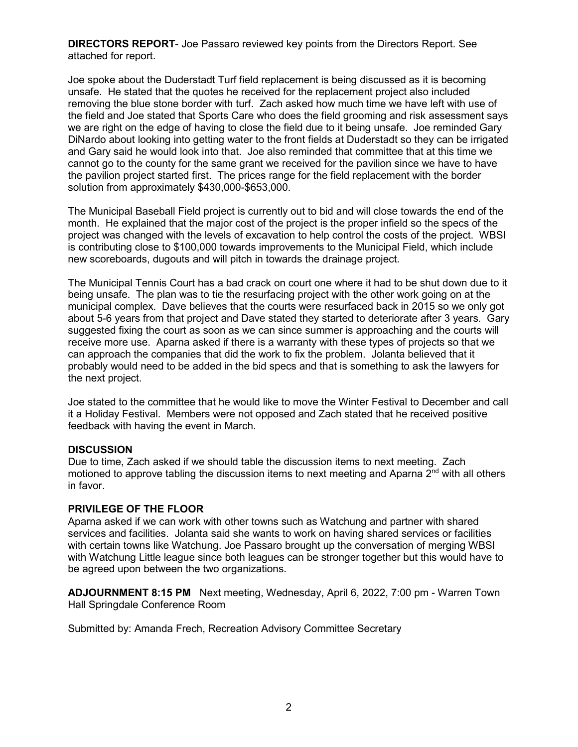**DIRECTORS REPORT**- Joe Passaro reviewed key points from the Directors Report. See attached for report.

Joe spoke about the Duderstadt Turf field replacement is being discussed as it is becoming unsafe. He stated that the quotes he received for the replacement project also included removing the blue stone border with turf. Zach asked how much time we have left with use of the field and Joe stated that Sports Care who does the field grooming and risk assessment says we are right on the edge of having to close the field due to it being unsafe. Joe reminded Gary DiNardo about looking into getting water to the front fields at Duderstadt so they can be irrigated and Gary said he would look into that. Joe also reminded that committee that at this time we cannot go to the county for the same grant we received for the pavilion since we have to have the pavilion project started first. The prices range for the field replacement with the border solution from approximately $430,000-$653,000.

The Municipal Baseball Field project is currently out to bid and will close towards the end of the month. He explained that the major cost of the project is the proper infield so the specs of the project was changed with the levels of excavation to help control the costs of the project. WBSI is contributing close to $100,000 towards improvements to the Municipal Field, which include new scoreboards, dugouts and will pitch in towards the drainage project.

The Municipal Tennis Court has a bad crack on court one where it had to be shut down due to it being unsafe. The plan was to tie the resurfacing project with the other work going on at the municipal complex. Dave believes that the courts were resurfaced back in 2015 so we only got about 5-6 years from that project and Dave stated they started to deteriorate after 3 years. Gary suggested fixing the court as soon as we can since summer is approaching and the courts will receive more use. Aparna asked if there is a warranty with these types of projects so that we can approach the companies that did the work to fix the problem. Jolanta believed that it probably would need to be added in the bid specs and that is something to ask the lawyers for the next project.

Joe stated to the committee that he would like to move the Winter Festival to December and call it a Holiday Festival. Members were not opposed and Zach stated that he received positive feedback with having the event in March.

**DISCUSSION**

Due to time, Zach asked if we should table the discussion items to next meeting. Zach motioned to approve tabling the discussion items to next meeting and Aparna 2nd with all others in favor.

**PRIVILEGE OF THE FLOOR**

Aparna asked if we can work with other towns such as Watchung and partner with shared services and facilities. Jolanta said she wants to work on having shared services or facilities with certain towns like Watchung. Joe Passaro brought up the conversation of merging WBSI with Watchung Little league since both leagues can be stronger together but this would have to be agreed upon between the two organizations.

**ADJOURNMENT 8:15 PM** Next meeting, Wednesday, April 6, 2022, 7:00 pm - Warren Town Hall Springdale Conference Room

Submitted by: Amanda Frech, Recreation Advisory Committee Secretary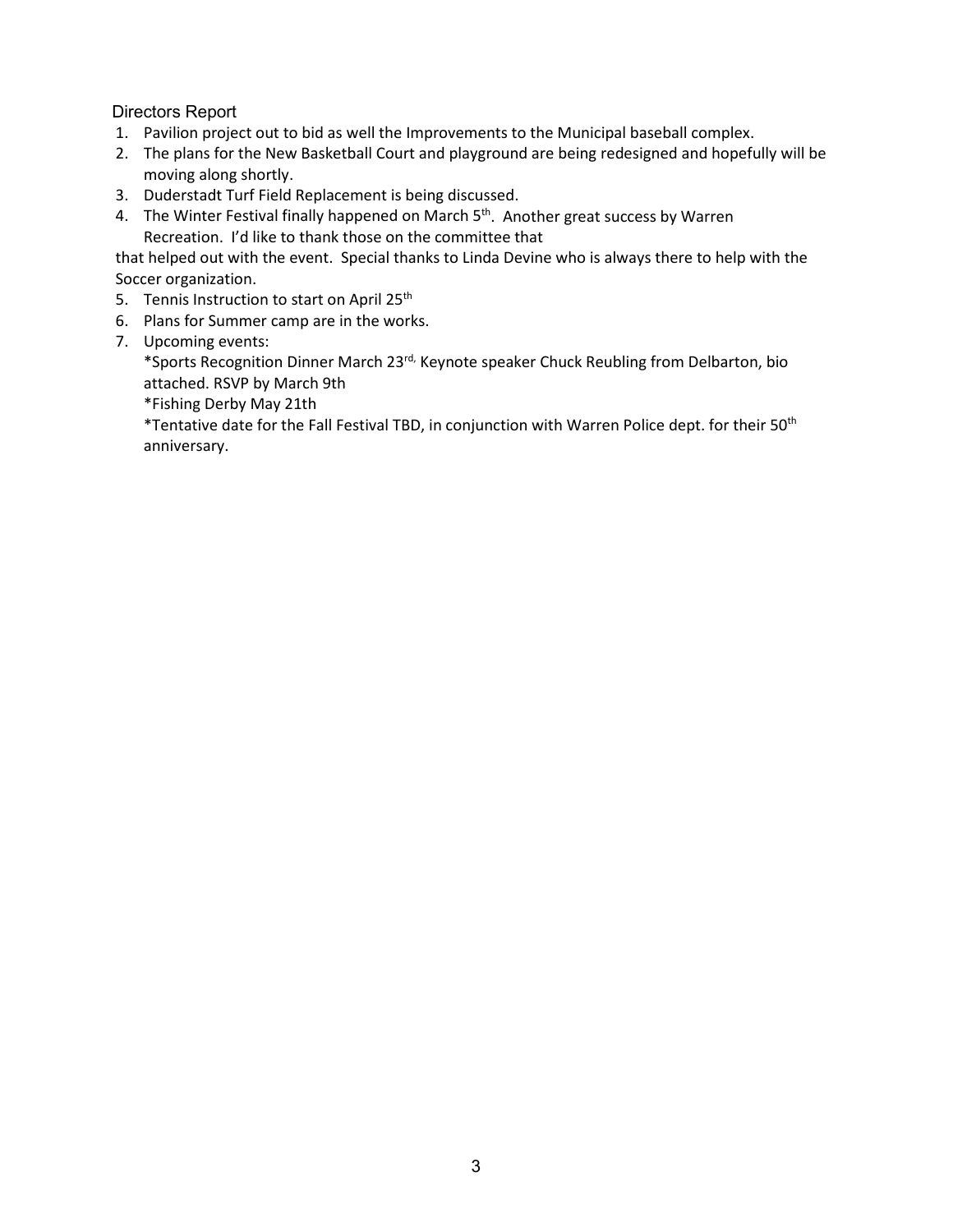Directors Report

1. Pavilion project out to bid as well the Improvements to the Municipal baseball complex.
2. The plans for the New Basketball Court and playground are being redesigned and hopefully will be moving along shortly.
3. Duderstadt Turf Field Replacement is being discussed.
4. The Winter Festival finally happened on March 5th. Another great success by Warren Recreation. I'd like to thank those on the committee that

that helped out with the event. Special thanks to Linda Devine who is always there to help with the Soccer organization.

5. Tennis Instruction to start on April 25th
6. Plans for Summer camp are in the works.
7. Upcoming events:

   *Sports Recognition Dinner March 23rd, Keynote speaker Chuck Reubling from Delbarton, bio attached. RSVP by March 9th

   *Fishing Derby May 21th

   *Tentative date for the Fall Festival TBD, in conjunction with Warren Police dept. for their 50th anniversary.